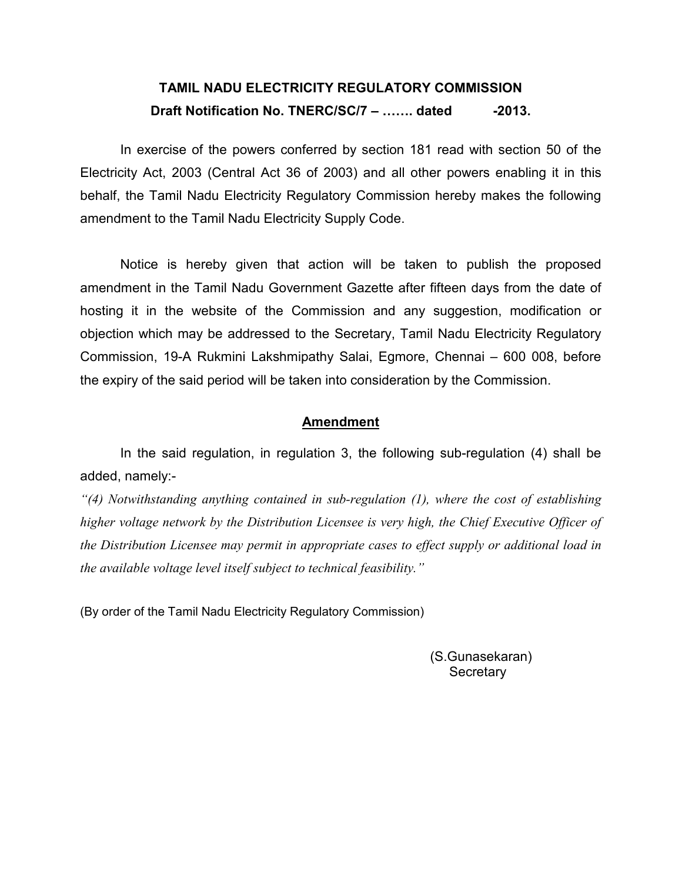# TAMIL NADU ELECTRICITY REGULATORY COMMISSION

## Draft Notification No. TNERC/SC/7 – ……. dated -2013.

In exercise of the powers conferred by section 181 read with section 50 of the Electricity Act, 2003 (Central Act 36 of 2003) and all other powers enabling it in this behalf, the Tamil Nadu Electricity Regulatory Commission hereby makes the following amendment to the Tamil Nadu Electricity Supply Code.

Notice is hereby given that action will be taken to publish the proposed amendment in the Tamil Nadu Government Gazette after fifteen days from the date of hosting it in the website of the Commission and any suggestion, modification or objection which may be addressed to the Secretary, Tamil Nadu Electricity Regulatory Commission, 19-A Rukmini Lakshmipathy Salai, Egmore, Chennai – 600 008, before the expiry of the said period will be taken into consideration by the Commission.

## Amendment

In the said regulation, in regulation 3, the following sub-regulation (4) shall be added, namely:-

*"(4) Notwithstanding anything contained in sub-regulation (1), where the cost of establishing higher voltage network by the Distribution Licensee is very high, the Chief Executive Officer of the Distribution Licensee may permit in appropriate cases to effect supply or additional load in the available voltage level itself subject to technical feasibility."*

(By order of the Tamil Nadu Electricity Regulatory Commission)

(S.Gunasekaran)
Secretary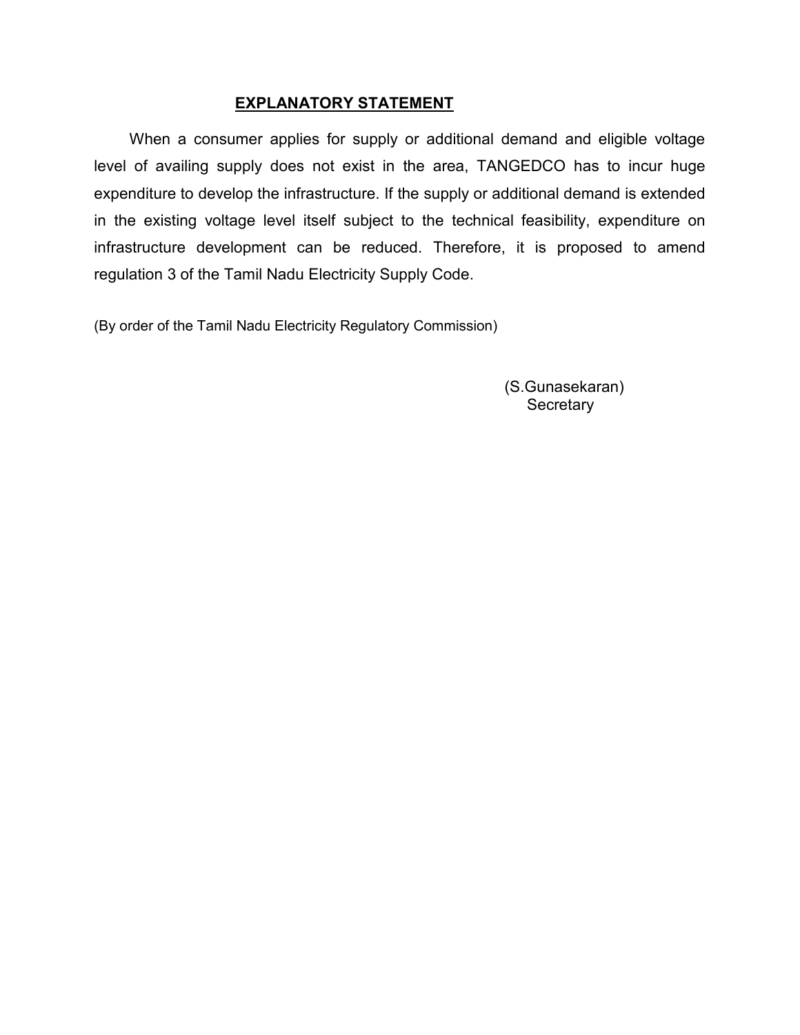## EXPLANATORY STATEMENT

When a consumer applies for supply or additional demand and eligible voltage level of availing supply does not exist in the area, TANGEDCO has to incur huge expenditure to develop the infrastructure. If the supply or additional demand is extended in the existing voltage level itself subject to the technical feasibility, expenditure on infrastructure development can be reduced. Therefore, it is proposed to amend regulation 3 of the Tamil Nadu Electricity Supply Code.

(By order of the Tamil Nadu Electricity Regulatory Commission)

(S.Gunasekaran)
Secretary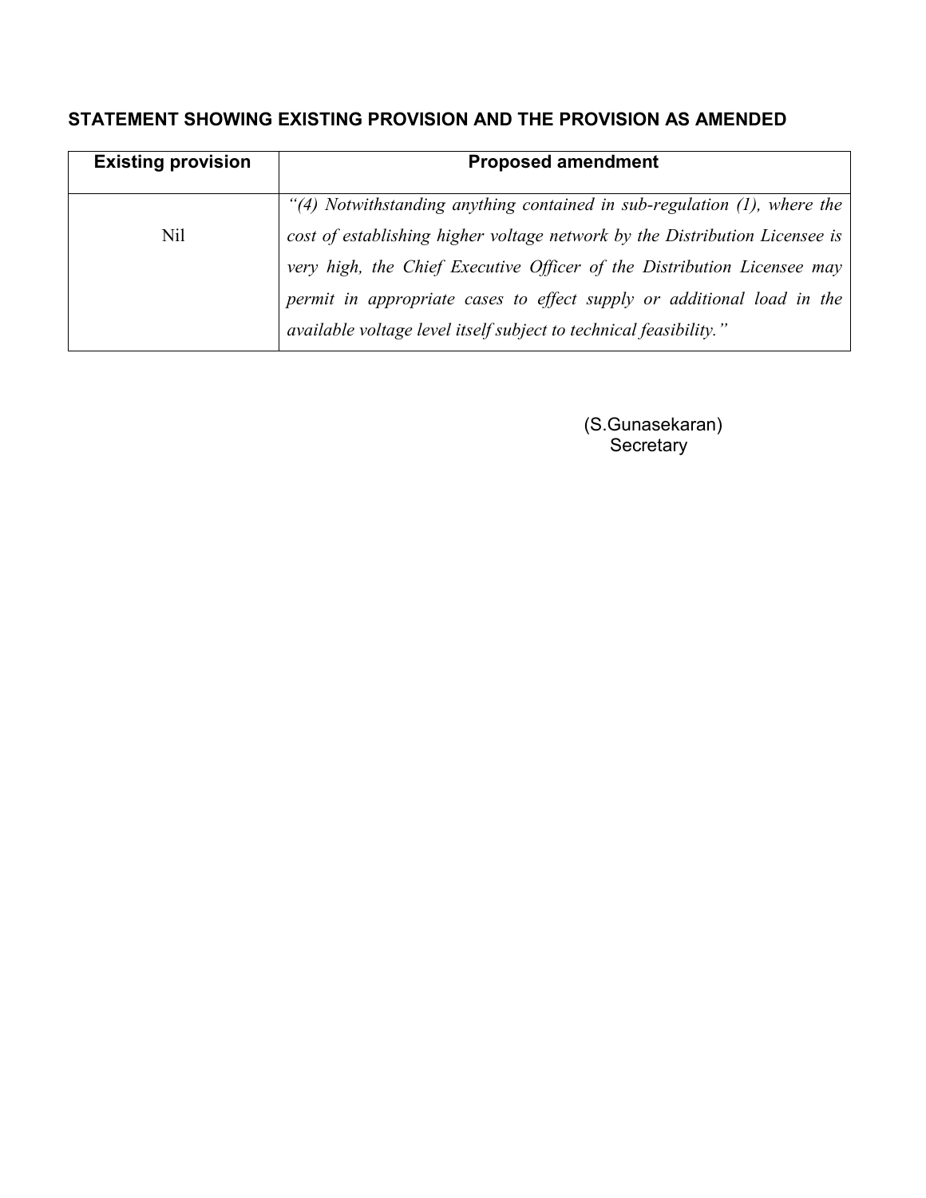**STATEMENT SHOWING EXISTING PROVISION AND THE PROVISION AS AMENDED**

| Existing provision | Proposed amendment |
|---|---|
| Nil | *"(4) Notwithstanding anything contained in sub-regulation (1), where the cost of establishing higher voltage network by the Distribution Licensee is very high, the Chief Executive Officer of the Distribution Licensee may permit in appropriate cases to effect supply or additional load in the available voltage level itself subject to technical feasibility."* |

(S.Gunasekaran)
Secretary